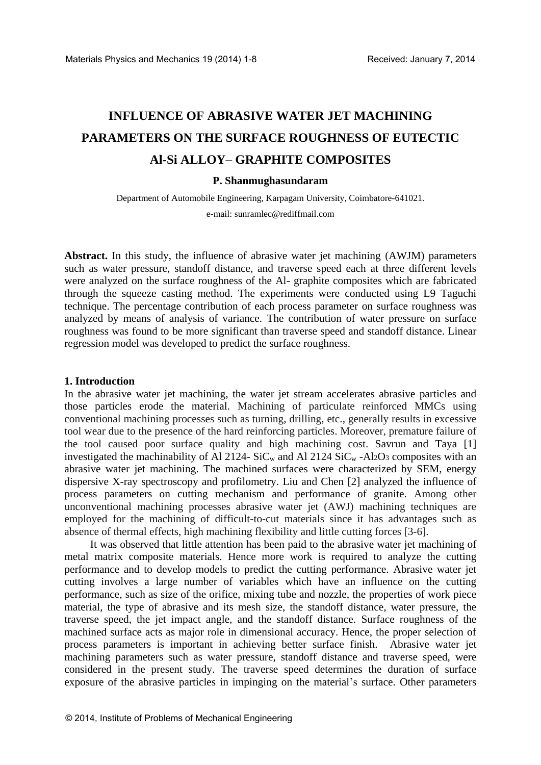# INFLUENCE OF ABRASIVE WATER JET MACHINING PARAMETERS ON THE SURFACE ROUGHNESS OF EUTECTIC Al-Si ALLOY– GRAPHITE COMPOSITES

**P. Shanmughasundaram**

Department of Automobile Engineering, Karpagam University, Coimbatore-641021.

e-mail: sunramlec@rediffmail.com

**Abstract.** In this study, the influence of abrasive water jet machining (AWJM) parameters such as water pressure, standoff distance, and traverse speed each at three different levels were analyzed on the surface roughness of the Al- graphite composites which are fabricated through the squeeze casting method. The experiments were conducted using L9 Taguchi technique. The percentage contribution of each process parameter on surface roughness was analyzed by means of analysis of variance. The contribution of water pressure on surface roughness was found to be more significant than traverse speed and standoff distance. Linear regression model was developed to predict the surface roughness.

## 1. Introduction

In the abrasive water jet machining, the water jet stream accelerates abrasive particles and those particles erode the material. Machining of particulate reinforced MMCs using conventional machining processes such as turning, drilling, etc., generally results in excessive tool wear due to the presence of the hard reinforcing particles. Moreover, premature failure of the tool caused poor surface quality and high machining cost. Savrun and Taya [1] investigated the machinability of Al 2124- $SiC_w$ and Al 2124 $SiC_w$ -$Al_2O_3$ composites with an abrasive water jet machining. The machined surfaces were characterized by SEM, energy dispersive X-ray spectroscopy and profilometry. Liu and Chen [2] analyzed the influence of process parameters on cutting mechanism and performance of granite. Among other unconventional machining processes abrasive water jet (AWJ) machining techniques are employed for the machining of difficult-to-cut materials since it has advantages such as absence of thermal effects, high machining flexibility and little cutting forces [3-6].

It was observed that little attention has been paid to the abrasive water jet machining of metal matrix composite materials. Hence more work is required to analyze the cutting performance and to develop models to predict the cutting performance. Abrasive water jet cutting involves a large number of variables which have an influence on the cutting performance, such as size of the orifice, mixing tube and nozzle, the properties of work piece material, the type of abrasive and its mesh size, the standoff distance, water pressure, the traverse speed, the jet impact angle, and the standoff distance. Surface roughness of the machined surface acts as major role in dimensional accuracy. Hence, the proper selection of process parameters is important in achieving better surface finish. Abrasive water jet machining parameters such as water pressure, standoff distance and traverse speed, were considered in the present study. The traverse speed determines the duration of surface exposure of the abrasive particles in impinging on the material's surface. Other parameters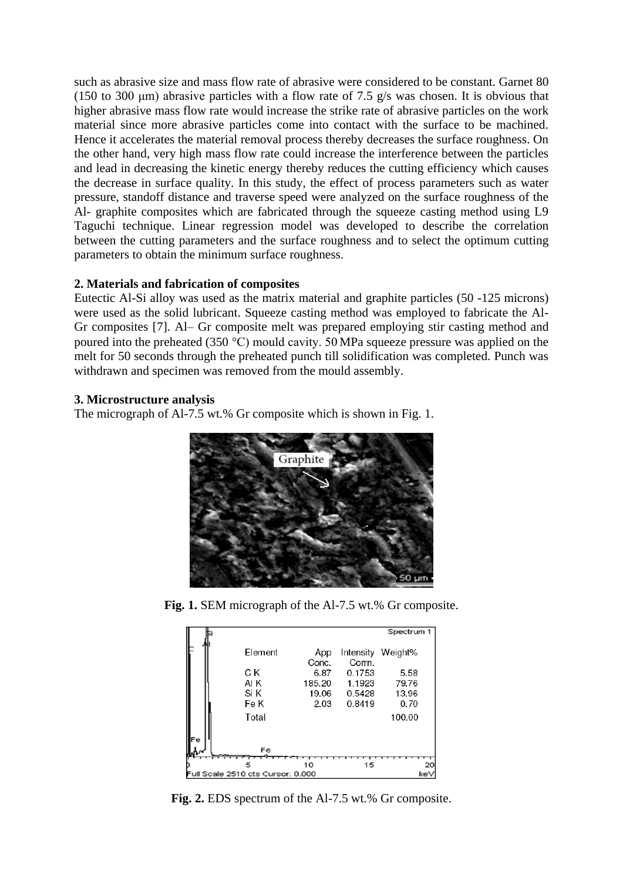such as abrasive size and mass flow rate of abrasive were considered to be constant. Garnet 80 (150 to 300 μm) abrasive particles with a flow rate of 7.5 g/s was chosen. It is obvious that higher abrasive mass flow rate would increase the strike rate of abrasive particles on the work material since more abrasive particles come into contact with the surface to be machined. Hence it accelerates the material removal process thereby decreases the surface roughness. On the other hand, very high mass flow rate could increase the interference between the particles and lead in decreasing the kinetic energy thereby reduces the cutting efficiency which causes the decrease in surface quality. In this study, the effect of process parameters such as water pressure, standoff distance and traverse speed were analyzed on the surface roughness of the Al- graphite composites which are fabricated through the squeeze casting method using L9 Taguchi technique. Linear regression model was developed to describe the correlation between the cutting parameters and the surface roughness and to select the optimum cutting parameters to obtain the minimum surface roughness.

**2. Materials and fabrication of composites**

Eutectic Al-Si alloy was used as the matrix material and graphite particles (50 -125 microns) were used as the solid lubricant. Squeeze casting method was employed to fabricate the Al-Gr composites [7]. Al– Gr composite melt was prepared employing stir casting method and poured into the preheated (350 °C) mould cavity. 50 MPa squeeze pressure was applied on the melt for 50 seconds through the preheated punch till solidification was completed. Punch was withdrawn and specimen was removed from the mould assembly.

**3. Microstructure analysis**

The micrograph of Al-7.5 wt.% Gr composite which is shown in Fig. 1.

Graphite

50 µm

**Fig. 1.** SEM micrograph of the Al-7.5 wt.% Gr composite.

Spectrum 1

| Element | App Conc. | Intensity Corrn. | Weight% |
|---|---|---|---|
| C K | 6.87 | 0.1753 | 5.58 |
| Al K | 185.20 | 1.1923 | 79.76 |
| Si K | 19.06 | 0.5428 | 13.96 |
| Fe K | 2.03 | 0.8419 | 0.70 |
| Total | | | 100.00 |

0 5 10 15 20

Full Scale 2510 cts Cursor: 0.000 keV

**Fig. 2.** EDS spectrum of the Al-7.5 wt.% Gr composite.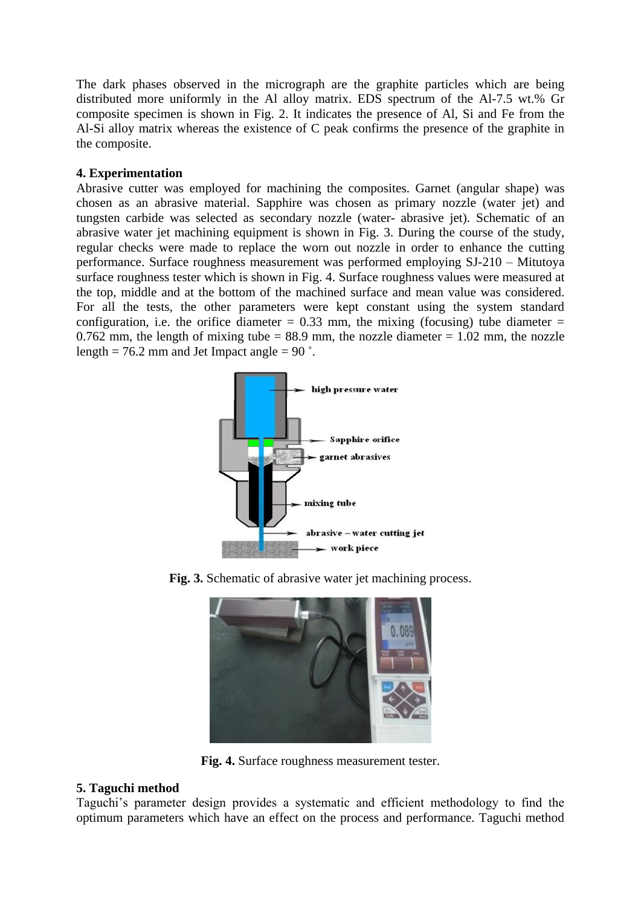The dark phases observed in the micrograph are the graphite particles which are being distributed more uniformly in the Al alloy matrix. EDS spectrum of the Al-7.5 wt.% Gr composite specimen is shown in Fig. 2. It indicates the presence of Al, Si and Fe from the Al-Si alloy matrix whereas the existence of C peak confirms the presence of the graphite in the composite.

**4. Experimentation**

Abrasive cutter was employed for machining the composites. Garnet (angular shape) was chosen as an abrasive material. Sapphire was chosen as primary nozzle (water jet) and tungsten carbide was selected as secondary nozzle (water- abrasive jet). Schematic of an abrasive water jet machining equipment is shown in Fig. 3. During the course of the study, regular checks were made to replace the worn out nozzle in order to enhance the cutting performance. Surface roughness measurement was performed employing SJ-210 – Mitutoya surface roughness tester which is shown in Fig. 4. Surface roughness values were measured at the top, middle and at the bottom of the machined surface and mean value was considered. For all the tests, the other parameters were kept constant using the system standard configuration, i.e. the orifice diameter = 0.33 mm, the mixing (focusing) tube diameter = 0.762 mm, the length of mixing tube = 88.9 mm, the nozzle diameter = 1.02 mm, the nozzle length = 76.2 mm and Jet Impact angle = 90 ˚.

**Fig. 3.** Schematic of abrasive water jet machining process.

**Fig. 4.** Surface roughness measurement tester.

**5. Taguchi method**

Taguchi's parameter design provides a systematic and efficient methodology to find the optimum parameters which have an effect on the process and performance. Taguchi method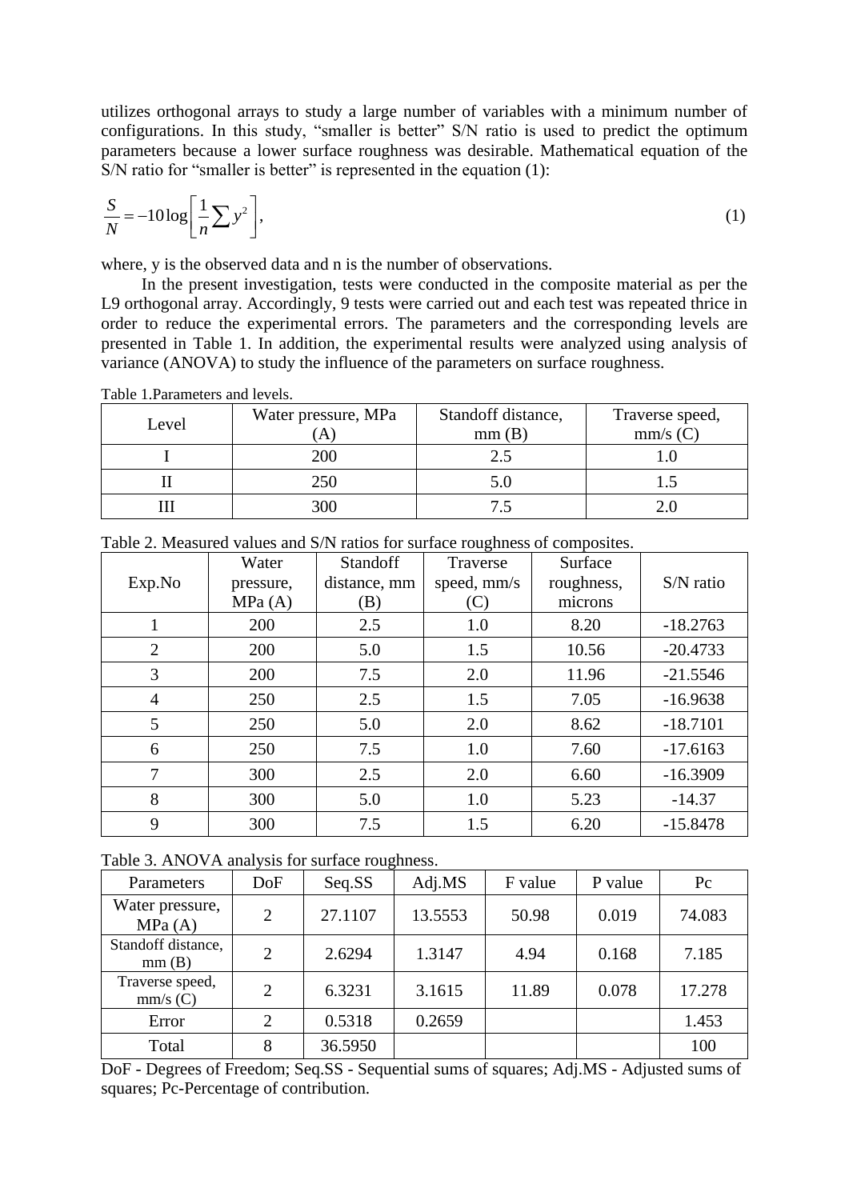utilizes orthogonal arrays to study a large number of variables with a minimum number of configurations. In this study, “smaller is better” S/N ratio is used to predict the optimum parameters because a lower surface roughness was desirable. Mathematical equation of the S/N ratio for “smaller is better” is represented in the equation (1):

$$\frac{S}{N} = -10\log\left[\frac{1}{n}\sum y^2\right], \tag{1}$$

where, y is the observed data and n is the number of observations.

In the present investigation, tests were conducted in the composite material as per the L9 orthogonal array. Accordingly, 9 tests were carried out and each test was repeated thrice in order to reduce the experimental errors. The parameters and the corresponding levels are presented in Table 1. In addition, the experimental results were analyzed using analysis of variance (ANOVA) to study the influence of the parameters on surface roughness.

Table 1.Parameters and levels.

| Level | Water pressure, MPa (A) | Standoff distance, mm (B) | Traverse speed, mm/s (C) |
|---|---|---|---|
| I | 200 | 2.5 | 1.0 |
| II | 250 | 5.0 | 1.5 |
| III | 300 | 7.5 | 2.0 |

Table 2. Measured values and S/N ratios for surface roughness of composites.

| Exp.No | Water pressure, MPa (A) | Standoff distance, mm (B) | Traverse speed, mm/s (C) | Surface roughness, microns | S/N ratio |
|---|---|---|---|---|---|
| 1 | 200 | 2.5 | 1.0 | 8.20 | -18.2763 |
| 2 | 200 | 5.0 | 1.5 | 10.56 | -20.4733 |
| 3 | 200 | 7.5 | 2.0 | 11.96 | -21.5546 |
| 4 | 250 | 2.5 | 1.5 | 7.05 | -16.9638 |
| 5 | 250 | 5.0 | 2.0 | 8.62 | -18.7101 |
| 6 | 250 | 7.5 | 1.0 | 7.60 | -17.6163 |
| 7 | 300 | 2.5 | 2.0 | 6.60 | -16.3909 |
| 8 | 300 | 5.0 | 1.0 | 5.23 | -14.37 |
| 9 | 300 | 7.5 | 1.5 | 6.20 | -15.8478 |

Table 3. ANOVA analysis for surface roughness.

| Parameters | DoF | Seq.SS | Adj.MS | F value | P value | Pc |
|---|---|---|---|---|---|---|
| Water pressure, MPa (A) | 2 | 27.1107 | 13.5553 | 50.98 | 0.019 | 74.083 |
| Standoff distance, mm (B) | 2 | 2.6294 | 1.3147 | 4.94 | 0.168 | 7.185 |
| Traverse speed, mm/s (C) | 2 | 6.3231 | 3.1615 | 11.89 | 0.078 | 17.278 |
| Error | 2 | 0.5318 | 0.2659 | | | 1.453 |
| Total | 8 | 36.5950 | | | | 100 |

DoF - Degrees of Freedom; Seq.SS - Sequential sums of squares; Adj.MS - Adjusted sums of squares; Pc-Percentage of contribution.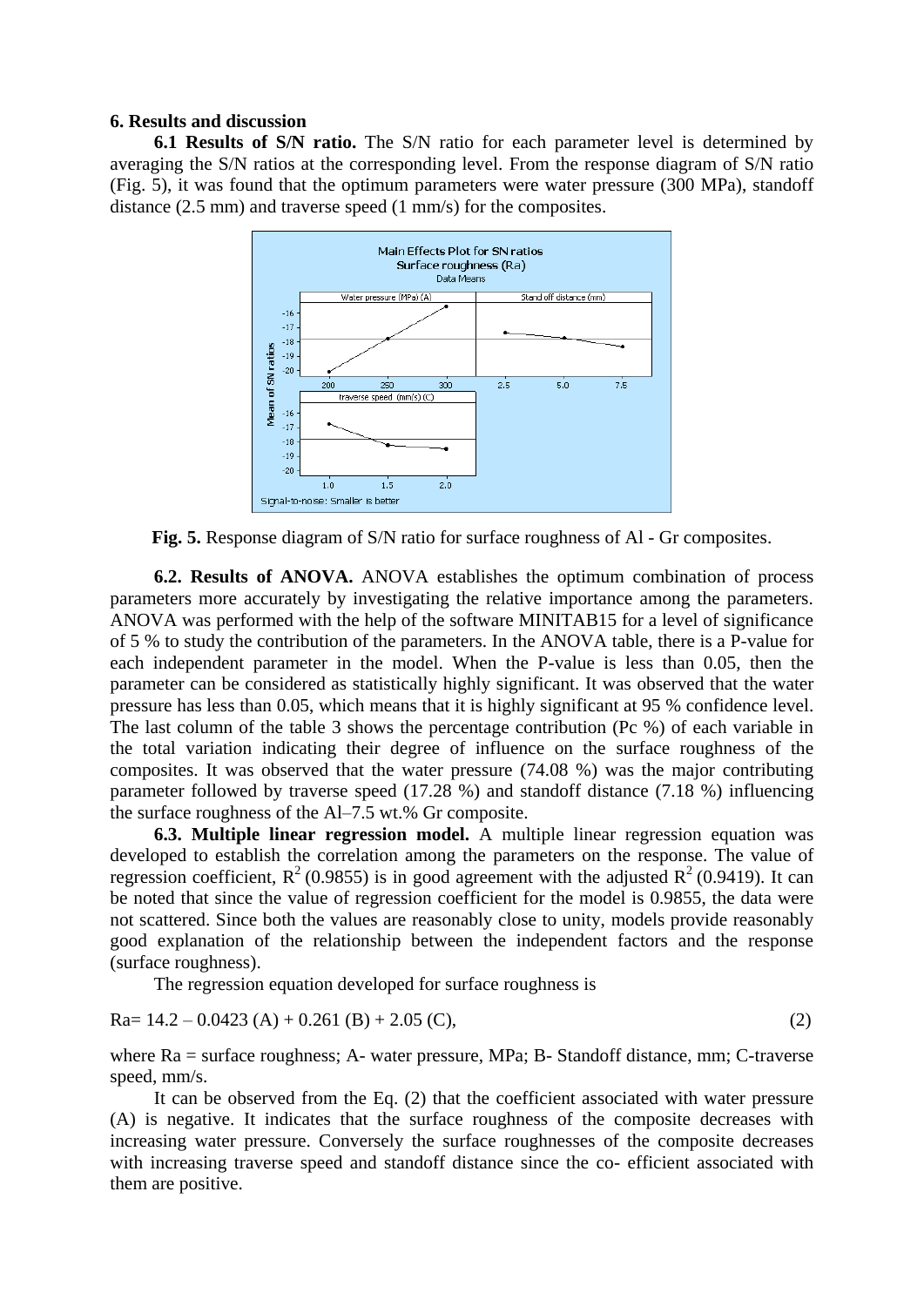## 6. Results and discussion

**6.1 Results of S/N ratio.** The S/N ratio for each parameter level is determined by averaging the S/N ratios at the corresponding level. From the response diagram of S/N ratio (Fig. 5), it was found that the optimum parameters were water pressure (300 MPa), standoff distance (2.5 mm) and traverse speed (1 mm/s) for the composites.

**Fig. 5.** Response diagram of S/N ratio for surface roughness of Al - Gr composites.

**6.2. Results of ANOVA.** ANOVA establishes the optimum combination of process parameters more accurately by investigating the relative importance among the parameters. ANOVA was performed with the help of the software MINITAB15 for a level of significance of 5 % to study the contribution of the parameters. In the ANOVA table, there is a P-value for each independent parameter in the model. When the P-value is less than 0.05, then the parameter can be considered as statistically highly significant. It was observed that the water pressure has less than 0.05, which means that it is highly significant at 95 % confidence level. The last column of the table 3 shows the percentage contribution (Pc %) of each variable in the total variation indicating their degree of influence on the surface roughness of the composites. It was observed that the water pressure (74.08 %) was the major contributing parameter followed by traverse speed (17.28 %) and standoff distance (7.18 %) influencing the surface roughness of the Al–7.5 wt.% Gr composite.

**6.3. Multiple linear regression model.** A multiple linear regression equation was developed to establish the correlation among the parameters on the response. The value of regression coefficient, $R^2$ (0.9855) is in good agreement with the adjusted $R^2$ (0.9419). It can be noted that since the value of regression coefficient for the model is 0.9855, the data were not scattered. Since both the values are reasonably close to unity, models provide reasonably good explanation of the relationship between the independent factors and the response (surface roughness).

The regression equation developed for surface roughness is

$$Ra = 14.2 - 0.0423\,(A) + 0.261\,(B) + 2.05\,(C), \tag{2}$$

where Ra = surface roughness; A- water pressure, MPa; B- Standoff distance, mm; C-traverse speed, mm/s.

It can be observed from the Eq. (2) that the coefficient associated with water pressure (A) is negative. It indicates that the surface roughness of the composite decreases with increasing water pressure. Conversely the surface roughnesses of the composite decreases with increasing traverse speed and standoff distance since the co- efficient associated with them are positive.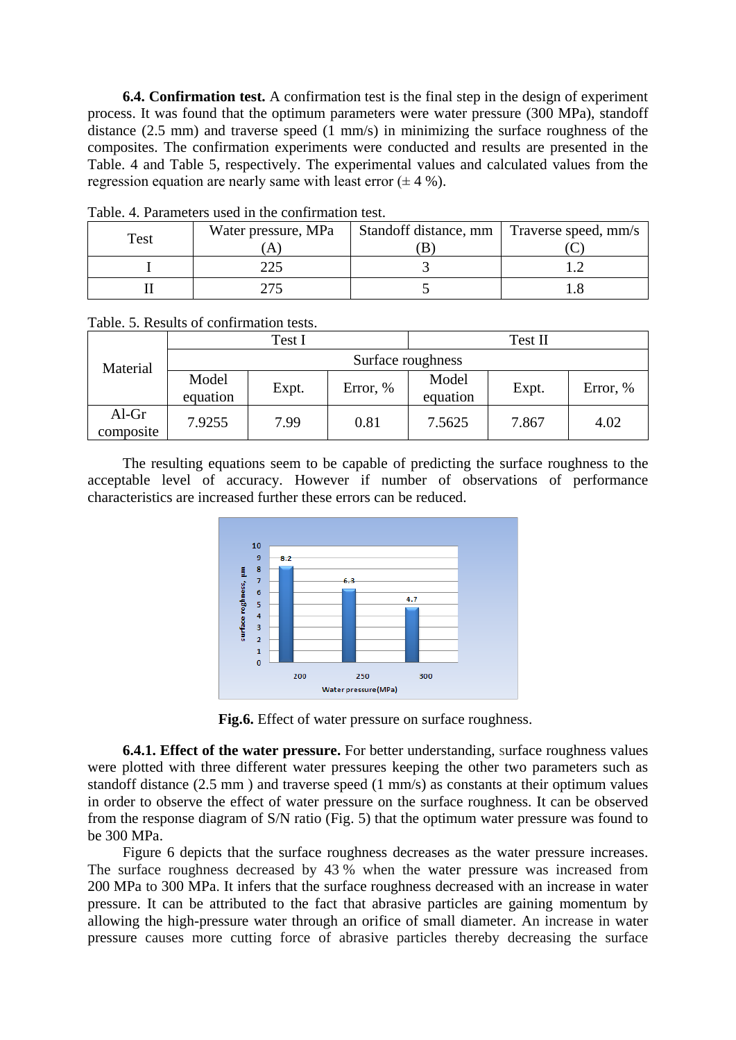**6.4. Confirmation test.** A confirmation test is the final step in the design of experiment process. It was found that the optimum parameters were water pressure (300 MPa), standoff distance (2.5 mm) and traverse speed (1 mm/s) in minimizing the surface roughness of the composites. The confirmation experiments were conducted and results are presented in the Table. 4 and Table 5, respectively. The experimental values and calculated values from the regression equation are nearly same with least error (± 4 %).

Table. 4. Parameters used in the confirmation test.

| Test | Water pressure, MPa (A) | Standoff distance, mm (B) | Traverse speed, mm/s (C) |
|---|---|---|---|
| I | 225 | 3 | 1.2 |
| II | 275 | 5 | 1.8 |

Table. 5. Results of confirmation tests.

| Material | Test I | | | Test II | | |
|---|---|---|---|---|---|---|
| | Surface roughness | | | | | |
| | Model equation | Expt. | Error, % | Model equation | Expt. | Error, % |
| Al-Gr composite | 7.9255 | 7.99 | 0.81 | 7.5625 | 7.867 | 4.02 |

The resulting equations seem to be capable of predicting the surface roughness to the acceptable level of accuracy. However if number of observations of performance characteristics are increased further these errors can be reduced.

**Fig.6.** Effect of water pressure on surface roughness.

**6.4.1. Effect of the water pressure.** For better understanding, surface roughness values were plotted with three different water pressures keeping the other two parameters such as standoff distance (2.5 mm ) and traverse speed (1 mm/s) as constants at their optimum values in order to observe the effect of water pressure on the surface roughness. It can be observed from the response diagram of S/N ratio (Fig. 5) that the optimum water pressure was found to be 300 MPa.

Figure 6 depicts that the surface roughness decreases as the water pressure increases. The surface roughness decreased by 43 % when the water pressure was increased from 200 MPa to 300 MPa. It infers that the surface roughness decreased with an increase in water pressure. It can be attributed to the fact that abrasive particles are gaining momentum by allowing the high-pressure water through an orifice of small diameter. An increase in water pressure causes more cutting force of abrasive particles thereby decreasing the surface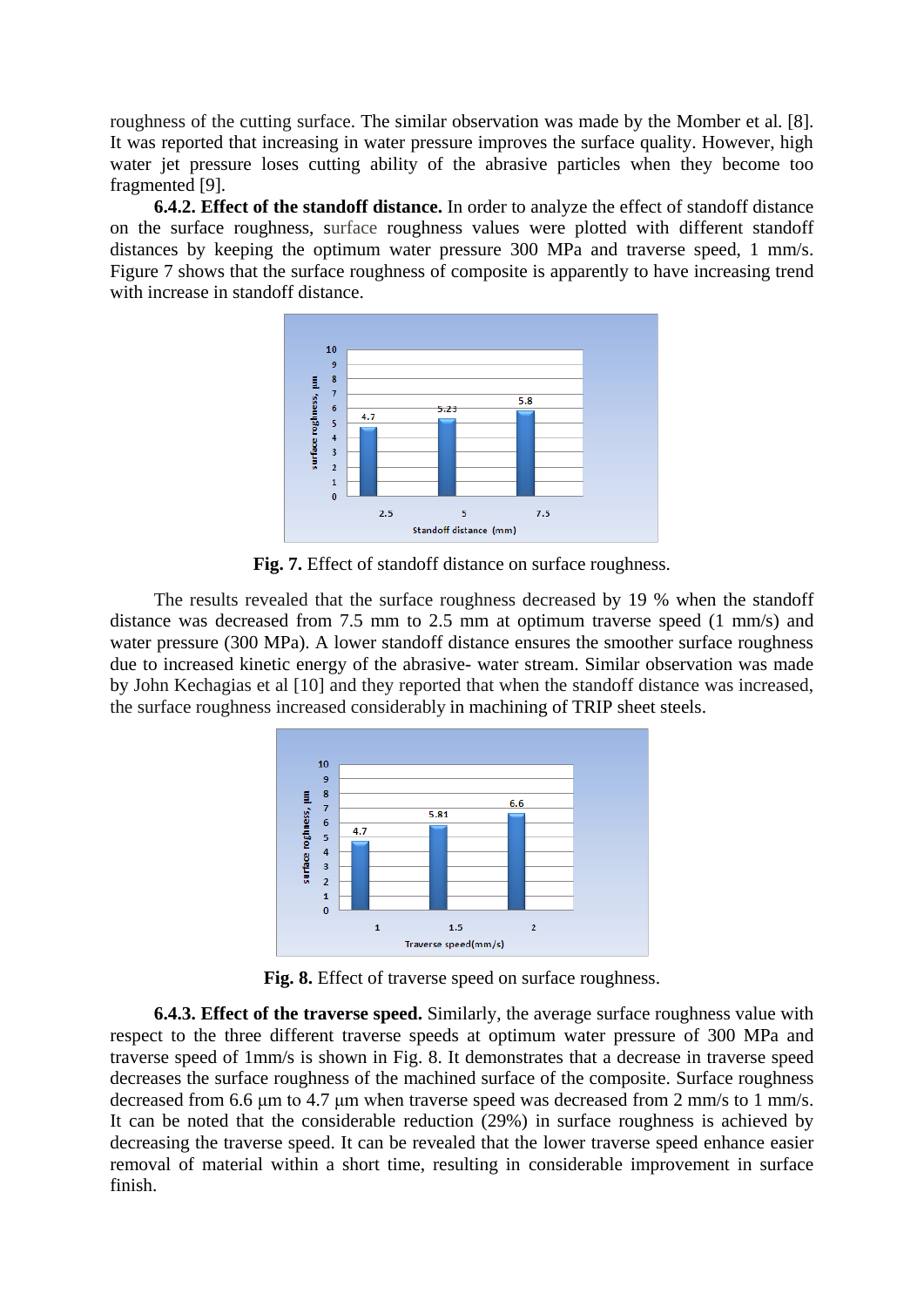roughness of the cutting surface. The similar observation was made by the Momber et al. [8]. It was reported that increasing in water pressure improves the surface quality. However, high water jet pressure loses cutting ability of the abrasive particles when they become too fragmented [9].

**6.4.2. Effect of the standoff distance.** In order to analyze the effect of standoff distance on the surface roughness, surface roughness values were plotted with different standoff distances by keeping the optimum water pressure 300 MPa and traverse speed, 1 mm/s. Figure 7 shows that the surface roughness of composite is apparently to have increasing trend with increase in standoff distance.

**Fig. 7.** Effect of standoff distance on surface roughness.

The results revealed that the surface roughness decreased by 19 % when the standoff distance was decreased from 7.5 mm to 2.5 mm at optimum traverse speed (1 mm/s) and water pressure (300 MPa). A lower standoff distance ensures the smoother surface roughness due to increased kinetic energy of the abrasive- water stream. Similar observation was made by John Kechagias et al [10] and they reported that when the standoff distance was increased, the surface roughness increased considerably in machining of TRIP sheet steels.

**Fig. 8.** Effect of traverse speed on surface roughness.

**6.4.3. Effect of the traverse speed.** Similarly, the average surface roughness value with respect to the three different traverse speeds at optimum water pressure of 300 MPa and traverse speed of 1mm/s is shown in Fig. 8. It demonstrates that a decrease in traverse speed decreases the surface roughness of the machined surface of the composite. Surface roughness decreased from 6.6 µm to 4.7 µm when traverse speed was decreased from 2 mm/s to 1 mm/s. It can be noted that the considerable reduction (29%) in surface roughness is achieved by decreasing the traverse speed. It can be revealed that the lower traverse speed enhance easier removal of material within a short time, resulting in considerable improvement in surface finish.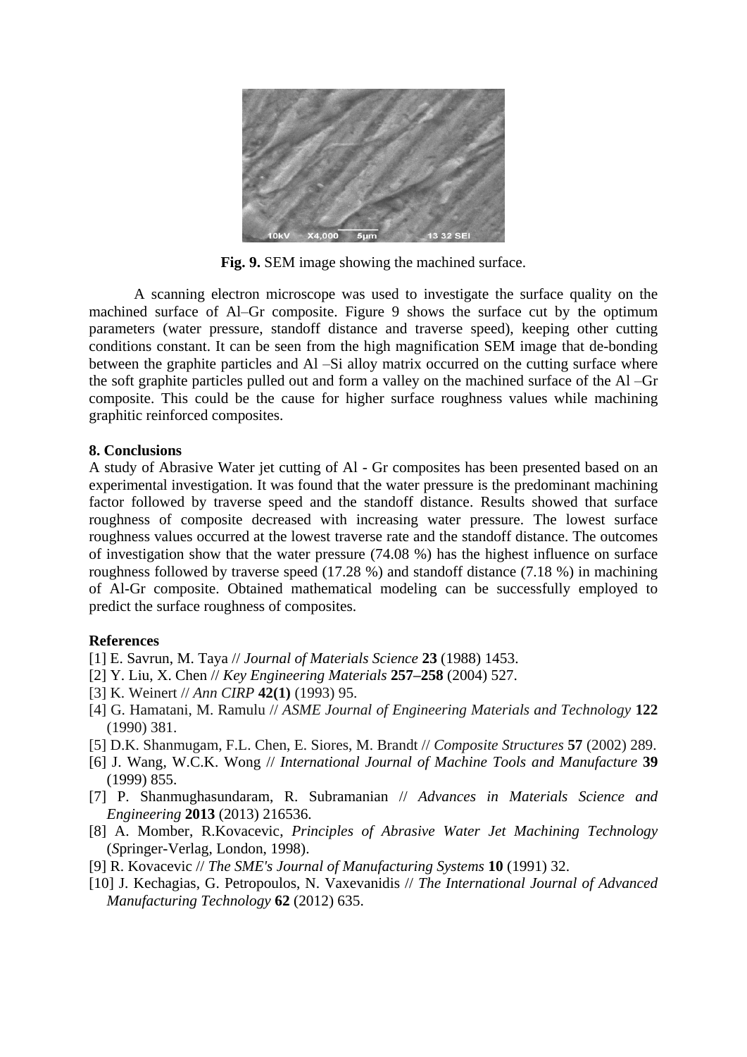Fig. 9. SEM image showing the machined surface.

A scanning electron microscope was used to investigate the surface quality on the machined surface of Al–Gr composite. Figure 9 shows the surface cut by the optimum parameters (water pressure, standoff distance and traverse speed), keeping other cutting conditions constant. It can be seen from the high magnification SEM image that de-bonding between the graphite particles and Al –Si alloy matrix occurred on the cutting surface where the soft graphite particles pulled out and form a valley on the machined surface of the Al –Gr composite. This could be the cause for higher surface roughness values while machining graphitic reinforced composites.

## 8. Conclusions

A study of Abrasive Water jet cutting of Al - Gr composites has been presented based on an experimental investigation. It was found that the water pressure is the predominant machining factor followed by traverse speed and the standoff distance. Results showed that surface roughness of composite decreased with increasing water pressure. The lowest surface roughness values occurred at the lowest traverse rate and the standoff distance. The outcomes of investigation show that the water pressure (74.08 %) has the highest influence on surface roughness followed by traverse speed (17.28 %) and standoff distance (7.18 %) in machining of Al-Gr composite. Obtained mathematical modeling can be successfully employed to predict the surface roughness of composites.

## References

[1] E. Savrun, M. Taya // *Journal of Materials Science* **23** (1988) 1453.

[2] Y. Liu, X. Chen // *Key Engineering Materials* **257–258** (2004) 527.

[3] K. Weinert // *Ann CIRP* **42(1)** (1993) 95.

[4] G. Hamatani, M. Ramulu // *ASME Journal of Engineering Materials and Technology* **122** (1990) 381.

[5] D.K. Shanmugam, F.L. Chen, E. Siores, M. Brandt // *Composite Structures* **57** (2002) 289.

[6] J. Wang, W.C.K. Wong // *International Journal of Machine Tools and Manufacture* **39** (1999) 855.

[7] P. Shanmughasundaram, R. Subramanian // *Advances in Materials Science and Engineering* **2013** (2013) 216536.

[8] A. Momber, R.Kovacevic, *Principles of Abrasive Water Jet Machining Technology* (Springer-Verlag, London, 1998).

[9] R. Kovacevic // *The SME's Journal of Manufacturing Systems* **10** (1991) 32.

[10] J. Kechagias, G. Petropoulos, N. Vaxevanidis // *The International Journal of Advanced Manufacturing Technology* **62** (2012) 635.